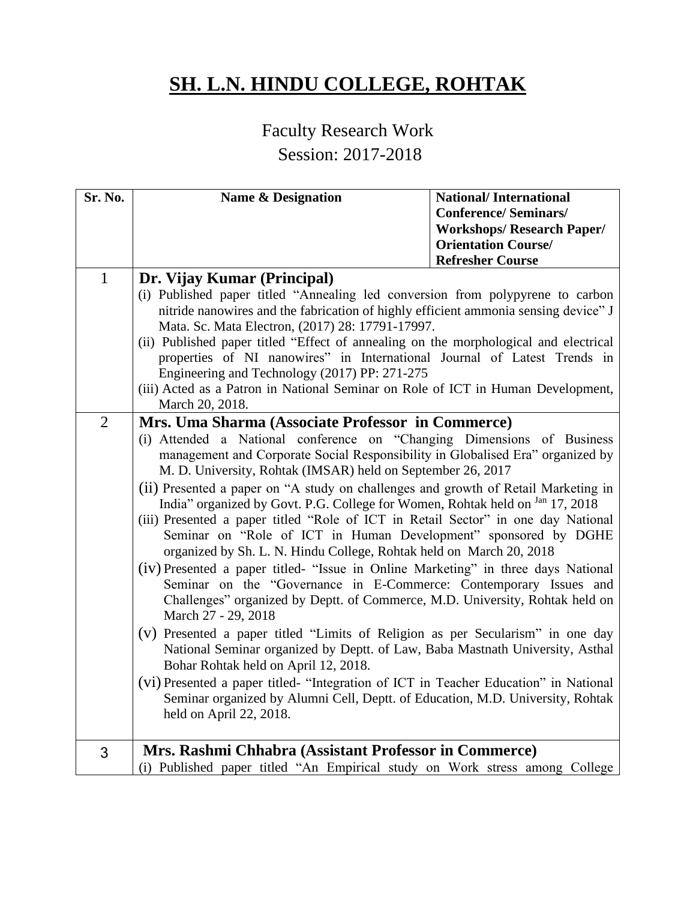# SH. L.N. HINDU COLLEGE, ROHTAK

Faculty Research Work

Session: 2017-2018

| Sr. No. | Name & Designation | National/ International Conference/ Seminars/ Workshops/ Research Paper/ Orientation Course/ Refresher Course |
|---|---|---|
| 1 | **Dr. Vijay Kumar (Principal)**<br>(i) Published paper titled "Annealing led conversion from polypyrene to carbon nitride nanowires and the fabrication of highly efficient ammonia sensing device" J Mata. Sc. Mata Electron, (2017) 28: 17791-17997.<br>(ii) Published paper titled "Effect of annealing on the morphological and electrical properties of NI nanowires" in International Journal of Latest Trends in Engineering and Technology (2017) PP: 271-275<br>(iii) Acted as a Patron in National Seminar on Role of ICT in Human Development, March 20, 2018. | |
| 2 | **Mrs. Uma Sharma (Associate Professor in Commerce)**<br>(i) Attended a National conference on "Changing Dimensions of Business management and Corporate Social Responsibility in Globalised Era" organized by M. D. University, Rohtak (IMSAR) held on September 26, 2017<br>(ii) Presented a paper on "A study on challenges and growth of Retail Marketing in India" organized by Govt. P.G. College for Women, Rohtak held on Jan 17, 2018<br>(iii) Presented a paper titled "Role of ICT in Retail Sector" in one day National Seminar on "Role of ICT in Human Development" sponsored by DGHE organized by Sh. L. N. Hindu College, Rohtak held on March 20, 2018<br>(iv) Presented a paper titled- "Issue in Online Marketing" in three days National Seminar on the "Governance in E-Commerce: Contemporary Issues and Challenges" organized by Deptt. of Commerce, M.D. University, Rohtak held on March 27 - 29, 2018<br>(v) Presented a paper titled "Limits of Religion as per Secularism" in one day National Seminar organized by Deptt. of Law, Baba Mastnath University, Asthal Bohar Rohtak held on April 12, 2018.<br>(vi) Presented a paper titled- "Integration of ICT in Teacher Education" in National Seminar organized by Alumni Cell, Deptt. of Education, M.D. University, Rohtak held on April 22, 2018. | |
| 3 | **Mrs. Rashmi Chhabra (Assistant Professor in Commerce)**<br>(i) Published paper titled "An Empirical study on Work stress among College | |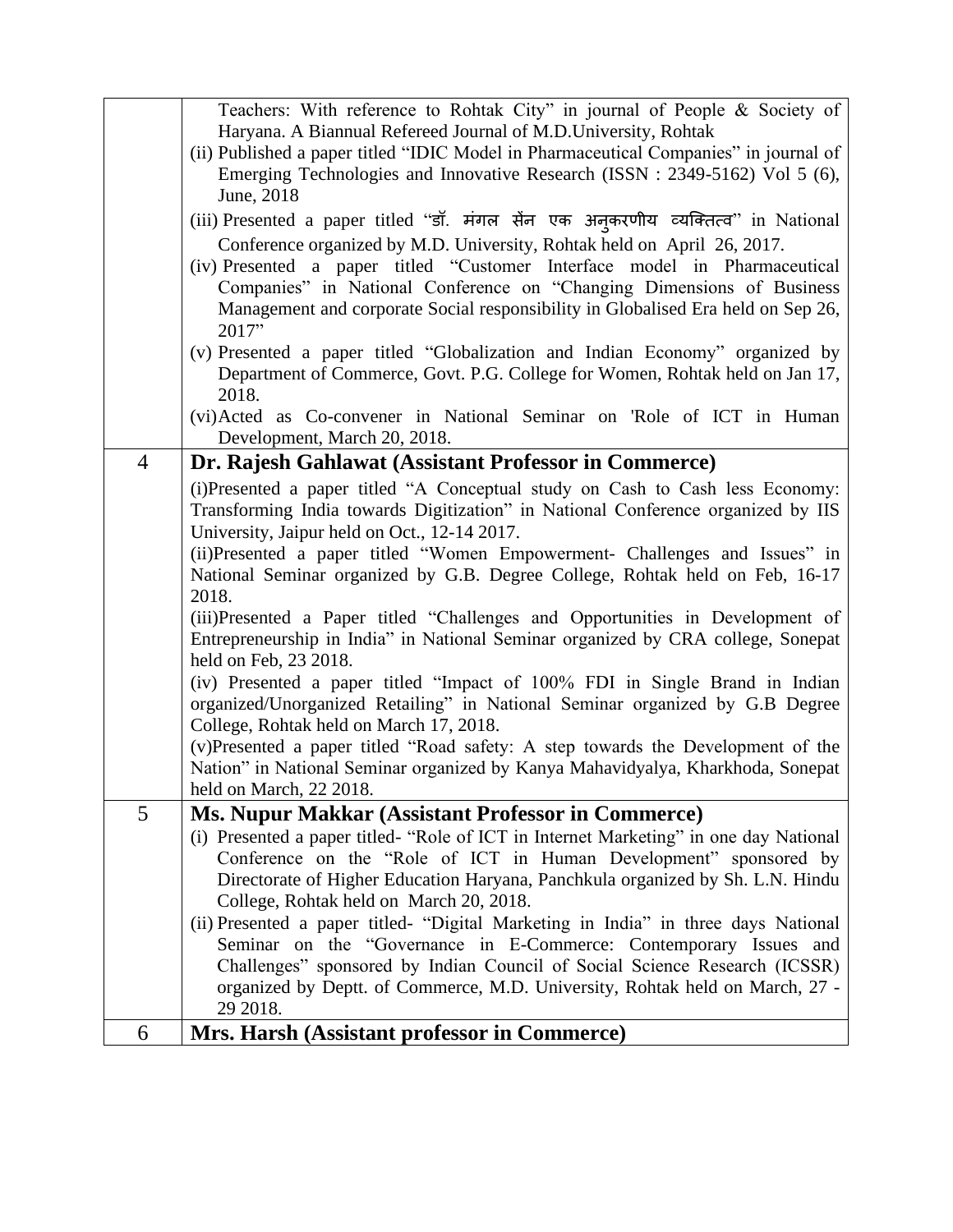| | |
|---|---|
| | Teachers: With reference to Rohtak City" in journal of People & Society of Haryana. A Biannual Refereed Journal of M.D.University, Rohtak<br>(ii) Published a paper titled "IDIC Model in Pharmaceutical Companies" in journal of Emerging Technologies and Innovative Research (ISSN : 2349-5162) Vol 5 (6), June, 2018<br>(iii) Presented a paper titled "डॉ. मंगल सेंन एक अनुकरणीय व्यक्तित्व" in National Conference organized by M.D. University, Rohtak held on April 26, 2017.<br>(iv) Presented a paper titled "Customer Interface model in Pharmaceutical Companies" in National Conference on "Changing Dimensions of Business Management and corporate Social responsibility in Globalised Era held on Sep 26, 2017"<br>(v) Presented a paper titled "Globalization and Indian Economy" organized by Department of Commerce, Govt. P.G. College for Women, Rohtak held on Jan 17, 2018.<br>(vi) Acted as Co-convener in National Seminar on 'Role of ICT in Human Development, March 20, 2018. |
| 4 | **Dr. Rajesh Gahlawat (Assistant Professor in Commerce)**<br>(i)Presented a paper titled "A Conceptual study on Cash to Cash less Economy: Transforming India towards Digitization" in National Conference organized by IIS University, Jaipur held on Oct., 12-14 2017.<br>(ii)Presented a paper titled "Women Empowerment- Challenges and Issues" in National Seminar organized by G.B. Degree College, Rohtak held on Feb, 16-17 2018.<br>(iii)Presented a Paper titled "Challenges and Opportunities in Development of Entrepreneurship in India" in National Seminar organized by CRA college, Sonepat held on Feb, 23 2018.<br>(iv) Presented a paper titled "Impact of 100% FDI in Single Brand in Indian organized/Unorganized Retailing" in National Seminar organized by G.B Degree College, Rohtak held on March 17, 2018.<br>(v)Presented a paper titled "Road safety: A step towards the Development of the Nation" in National Seminar organized by Kanya Mahavidyalya, Kharkhoda, Sonepat held on March, 22 2018. |
| 5 | **Ms. Nupur Makkar (Assistant Professor in Commerce)**<br>(i) Presented a paper titled- "Role of ICT in Internet Marketing" in one day National Conference on the "Role of ICT in Human Development" sponsored by Directorate of Higher Education Haryana, Panchkula organized by Sh. L.N. Hindu College, Rohtak held on March 20, 2018.<br>(ii) Presented a paper titled- "Digital Marketing in India" in three days National Seminar on the "Governance in E-Commerce: Contemporary Issues and Challenges" sponsored by Indian Council of Social Science Research (ICSSR) organized by Deptt. of Commerce, M.D. University, Rohtak held on March, 27 - 29 2018. |
| 6 | **Mrs. Harsh (Assistant professor in Commerce)** |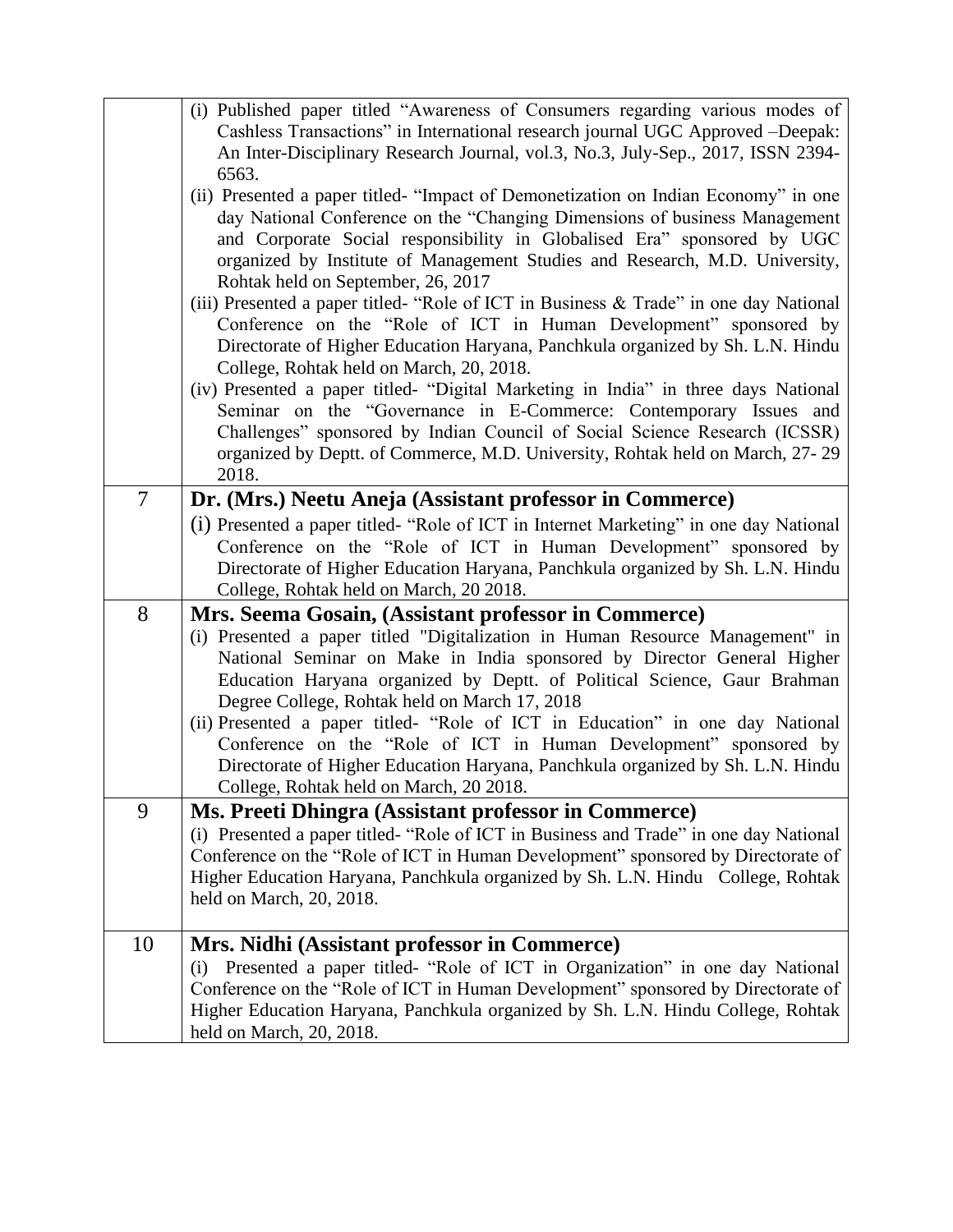| | |
|---|---|
| | (i) Published paper titled "Awareness of Consumers regarding various modes of Cashless Transactions" in International research journal UGC Approved –Deepak: An Inter-Disciplinary Research Journal, vol.3, No.3, July-Sep., 2017, ISSN 2394-6563.<br>(ii) Presented a paper titled- "Impact of Demonetization on Indian Economy" in one day National Conference on the "Changing Dimensions of business Management and Corporate Social responsibility in Globalised Era" sponsored by UGC organized by Institute of Management Studies and Research, M.D. University, Rohtak held on September, 26, 2017<br>(iii) Presented a paper titled- "Role of ICT in Business & Trade" in one day National Conference on the "Role of ICT in Human Development" sponsored by Directorate of Higher Education Haryana, Panchkula organized by Sh. L.N. Hindu College, Rohtak held on March, 20, 2018.<br>(iv) Presented a paper titled- "Digital Marketing in India" in three days National Seminar on the "Governance in E-Commerce: Contemporary Issues and Challenges" sponsored by Indian Council of Social Science Research (ICSSR) organized by Deptt. of Commerce, M.D. University, Rohtak held on March, 27- 29 2018. |
| 7 | **Dr. (Mrs.) Neetu Aneja (Assistant professor in Commerce)**<br>(i) Presented a paper titled- "Role of ICT in Internet Marketing" in one day National Conference on the "Role of ICT in Human Development" sponsored by Directorate of Higher Education Haryana, Panchkula organized by Sh. L.N. Hindu College, Rohtak held on March, 20 2018. |
| 8 | **Mrs. Seema Gosain, (Assistant professor in Commerce)**<br>(i) Presented a paper titled "Digitalization in Human Resource Management" in National Seminar on Make in India sponsored by Director General Higher Education Haryana organized by Deptt. of Political Science, Gaur Brahman Degree College, Rohtak held on March 17, 2018<br>(ii) Presented a paper titled- "Role of ICT in Education" in one day National Conference on the "Role of ICT in Human Development" sponsored by Directorate of Higher Education Haryana, Panchkula organized by Sh. L.N. Hindu College, Rohtak held on March, 20 2018. |
| 9 | **Ms. Preeti Dhingra (Assistant professor in Commerce)**<br>(i) Presented a paper titled- "Role of ICT in Business and Trade" in one day National Conference on the "Role of ICT in Human Development" sponsored by Directorate of Higher Education Haryana, Panchkula organized by Sh. L.N. Hindu College, Rohtak held on March, 20, 2018. |
| 10 | **Mrs. Nidhi (Assistant professor in Commerce)**<br>(i) Presented a paper titled- "Role of ICT in Organization" in one day National Conference on the "Role of ICT in Human Development" sponsored by Directorate of Higher Education Haryana, Panchkula organized by Sh. L.N. Hindu College, Rohtak held on March, 20, 2018. |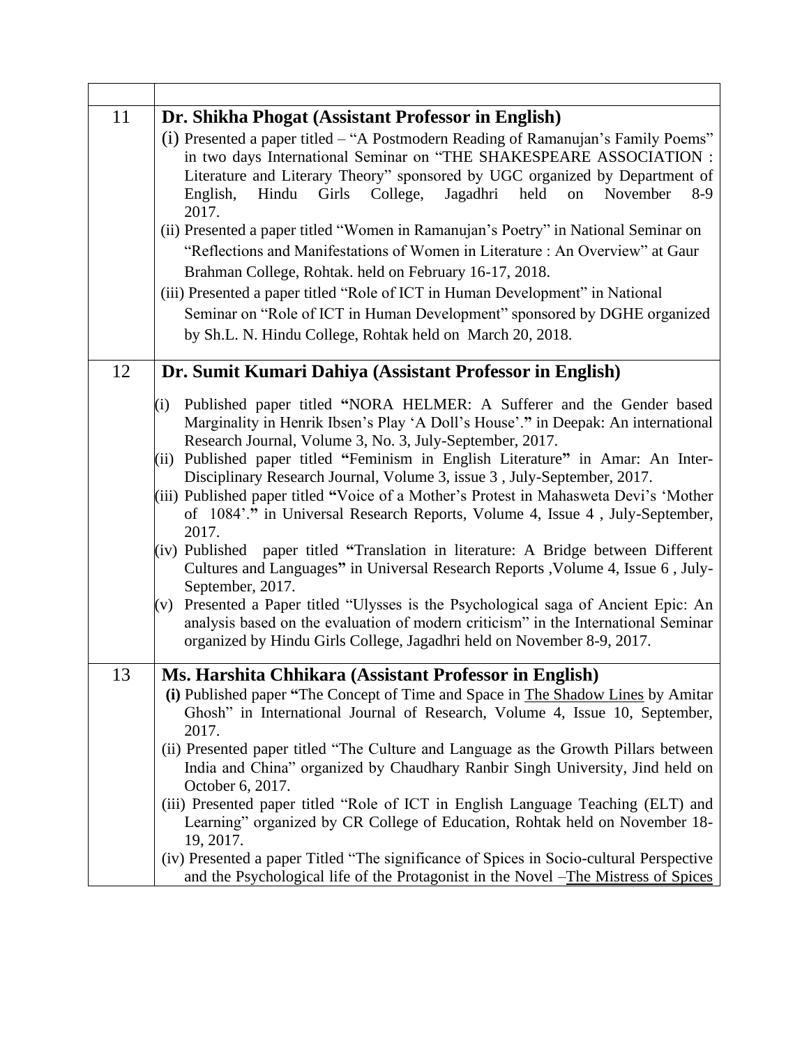| | |
|---|---|
| 11 | **Dr. Shikha Phogat (Assistant Professor in English)**<br>(i) Presented a paper titled – "A Postmodern Reading of Ramanujan's Family Poems" in two days International Seminar on "THE SHAKESPEARE ASSOCIATION : Literature and Literary Theory" sponsored by UGC organized by Department of English, Hindu Girls College, Jagadhri held on November 8-9 2017.<br>(ii) Presented a paper titled "Women in Ramanujan's Poetry" in National Seminar on "Reflections and Manifestations of Women in Literature : An Overview" at Gaur Brahman College, Rohtak. held on February 16-17, 2018.<br>(iii) Presented a paper titled "Role of ICT in Human Development" in National Seminar on "Role of ICT in Human Development" sponsored by DGHE organized by Sh.L. N. Hindu College, Rohtak held on March 20, 2018. |
| 12 | **Dr. Sumit Kumari Dahiya (Assistant Professor in English)**<br>(i) Published paper titled **"**NORA HELMER: A Sufferer and the Gender based Marginality in Henrik Ibsen's Play 'A Doll's House'.**"** in Deepak: An international Research Journal, Volume 3, No. 3, July-September, 2017.<br>(ii) Published paper titled **"**Feminism in English Literature**"** in Amar: An Inter-Disciplinary Research Journal, Volume 3, issue 3 , July-September, 2017.<br>(iii) Published paper titled **"**Voice of a Mother's Protest in Mahasweta Devi's 'Mother of 1084'.**"** in Universal Research Reports, Volume 4, Issue 4 , July-September, 2017.<br>(iv) Published paper titled **"**Translation in literature: A Bridge between Different Cultures and Languages**"** in Universal Research Reports ,Volume 4, Issue 6 , July-September, 2017.<br>(v) Presented a Paper titled "Ulysses is the Psychological saga of Ancient Epic: An analysis based on the evaluation of modern criticism" in the International Seminar organized by Hindu Girls College, Jagadhri held on November 8-9, 2017. |
| 13 | **Ms. Harshita Chhikara (Assistant Professor in English)**<br>**(i)** Published paper **"**The Concept of Time and Space in <u>The Shadow Lines</u> by Amitar Ghosh" in International Journal of Research, Volume 4, Issue 10, September, 2017.<br>(ii) Presented paper titled "The Culture and Language as the Growth Pillars between India and China" organized by Chaudhary Ranbir Singh University, Jind held on October 6, 2017.<br>(iii) Presented paper titled "Role of ICT in English Language Teaching (ELT) and Learning" organized by CR College of Education, Rohtak held on November 18-19, 2017.<br>(iv) Presented a paper Titled "The significance of Spices in Socio-cultural Perspective and the Psychological life of the Protagonist in the Novel –<u>The Mistress of Spices</u> |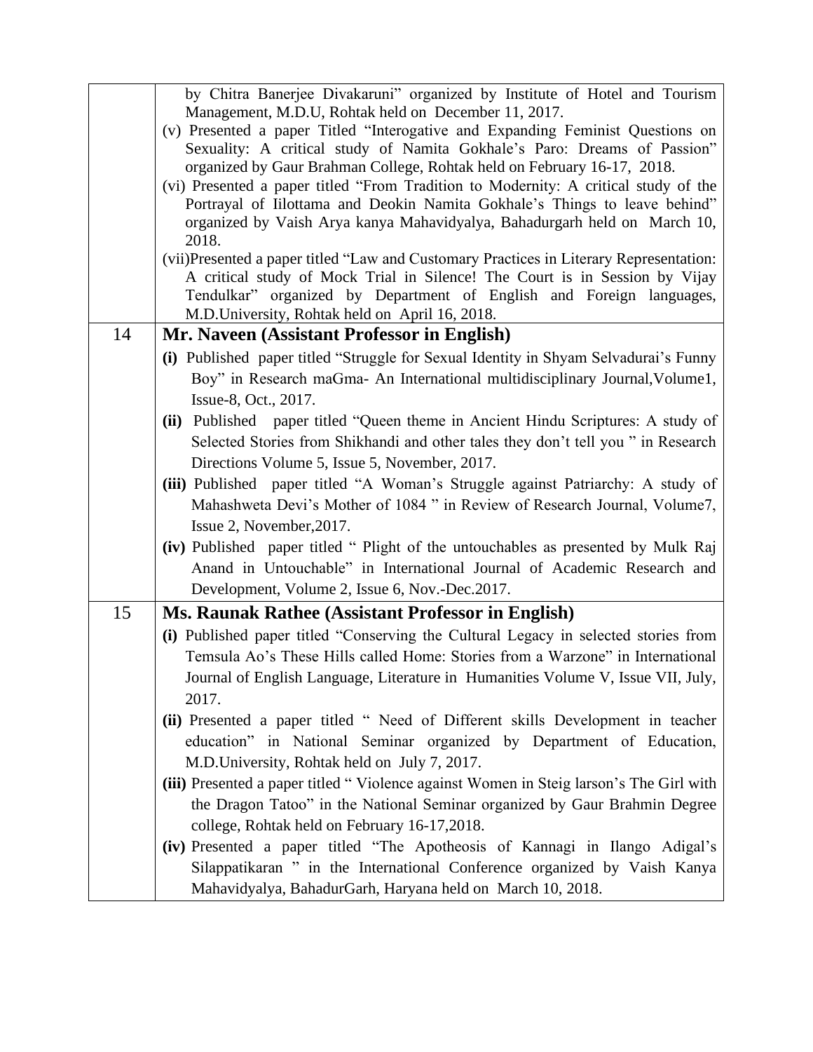| | |
|---|---|
| | by Chitra Banerjee Divakaruni" organized by Institute of Hotel and Tourism Management, M.D.U, Rohtak held on December 11, 2017.<br>(v) Presented a paper Titled "Interogative and Expanding Feminist Questions on Sexuality: A critical study of Namita Gokhale's Paro: Dreams of Passion" organized by Gaur Brahman College, Rohtak held on February 16-17, 2018.<br>(vi) Presented a paper titled "From Tradition to Modernity: A critical study of the Portrayal of Iilottama and Deokin Namita Gokhale's Things to leave behind" organized by Vaish Arya kanya Mahavidyalya, Bahadurgarh held on March 10, 2018.<br>(vii)Presented a paper titled "Law and Customary Practices in Literary Representation: A critical study of Mock Trial in Silence! The Court is in Session by Vijay Tendulkar" organized by Department of English and Foreign languages, M.D.University, Rohtak held on April 16, 2018. |
| 14 | **Mr. Naveen (Assistant Professor in English)**<br>**(i)** Published paper titled "Struggle for Sexual Identity in Shyam Selvadurai's Funny Boy" in Research maGma- An International multidisciplinary Journal,Volume1, Issue-8, Oct., 2017.<br>**(ii)** Published paper titled "Queen theme in Ancient Hindu Scriptures: A study of Selected Stories from Shikhandi and other tales they don't tell you " in Research Directions Volume 5, Issue 5, November, 2017.<br>**(iii)** Published paper titled "A Woman's Struggle against Patriarchy: A study of Mahashweta Devi's Mother of 1084 " in Review of Research Journal, Volume7, Issue 2, November,2017.<br>**(iv)** Published paper titled " Plight of the untouchables as presented by Mulk Raj Anand in Untouchable" in International Journal of Academic Research and Development, Volume 2, Issue 6, Nov.-Dec.2017. |
| 15 | **Ms. Raunak Rathee (Assistant Professor in English)**<br>**(i)** Published paper titled "Conserving the Cultural Legacy in selected stories from Temsula Ao's These Hills called Home: Stories from a Warzone" in International Journal of English Language, Literature in Humanities Volume V, Issue VII, July, 2017.<br>**(ii)** Presented a paper titled " Need of Different skills Development in teacher education" in National Seminar organized by Department of Education, M.D.University, Rohtak held on July 7, 2017.<br>**(iii)** Presented a paper titled " Violence against Women in Steig larson's The Girl with the Dragon Tatoo" in the National Seminar organized by Gaur Brahmin Degree college, Rohtak held on February 16-17,2018.<br>**(iv)** Presented a paper titled "The Apotheosis of Kannagi in Ilango Adigal's Silappatikaran " in the International Conference organized by Vaish Kanya Mahavidyalya, BahadurGarh, Haryana held on March 10, 2018. |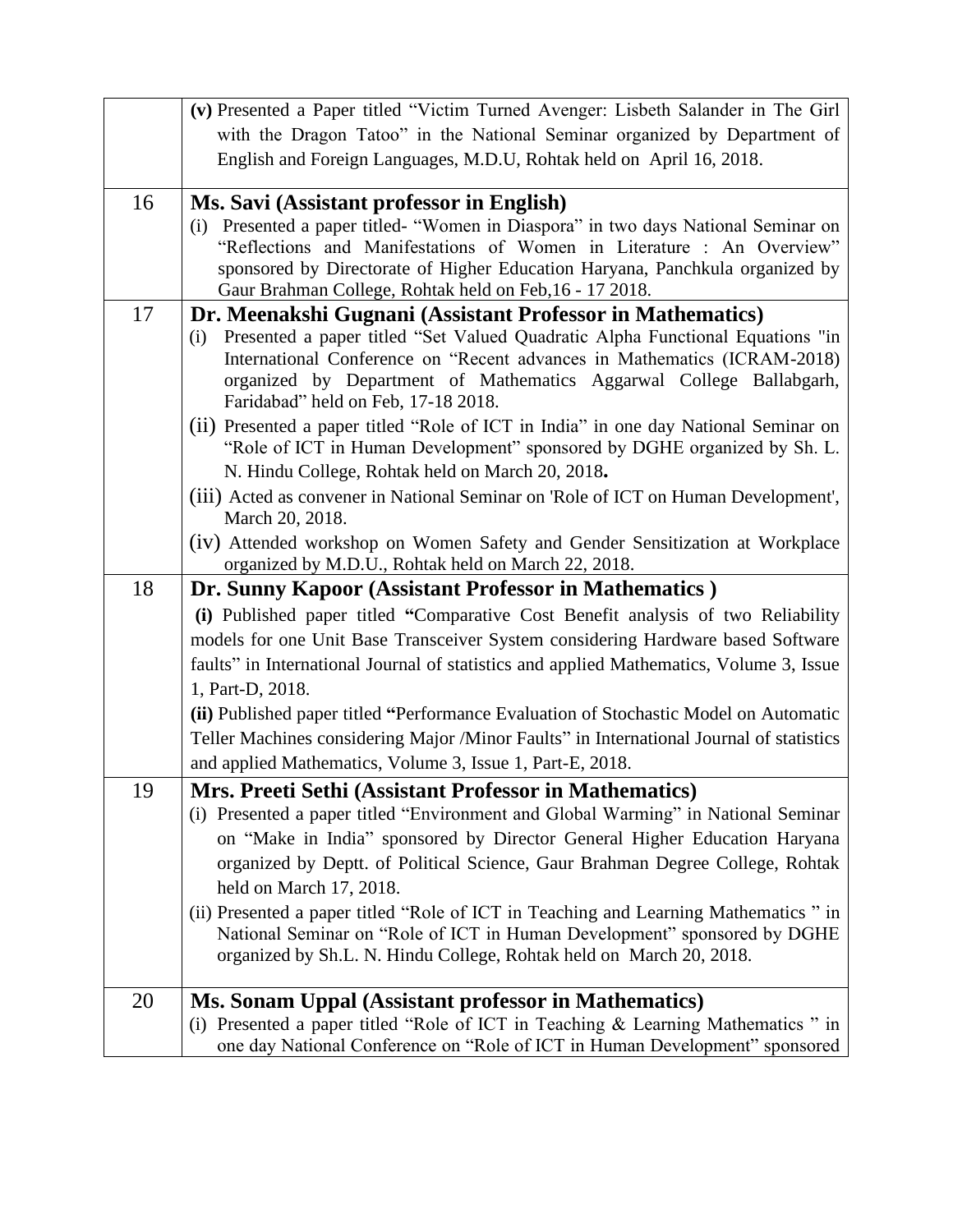| | |
|---|---|
| | **(v)** Presented a Paper titled "Victim Turned Avenger: Lisbeth Salander in The Girl with the Dragon Tatoo" in the National Seminar organized by Department of English and Foreign Languages, M.D.U, Rohtak held on April 16, 2018. |
| 16 | **Ms. Savi (Assistant professor in English)**<br>(i) Presented a paper titled- "Women in Diaspora" in two days National Seminar on "Reflections and Manifestations of Women in Literature : An Overview" sponsored by Directorate of Higher Education Haryana, Panchkula organized by Gaur Brahman College, Rohtak held on Feb,16 - 17 2018. |
| 17 | **Dr. Meenakshi Gugnani (Assistant Professor in Mathematics)**<br>(i) Presented a paper titled "Set Valued Quadratic Alpha Functional Equations "in International Conference on "Recent advances in Mathematics (ICRAM-2018) organized by Department of Mathematics Aggarwal College Ballabgarh, Faridabad" held on Feb, 17-18 2018.<br>(ii) Presented a paper titled "Role of ICT in India" in one day National Seminar on "Role of ICT in Human Development" sponsored by DGHE organized by Sh. L. N. Hindu College, Rohtak held on March 20, 2018**.**<br>(iii) Acted as convener in National Seminar on 'Role of ICT on Human Development', March 20, 2018.<br>(iv) Attended workshop on Women Safety and Gender Sensitization at Workplace organized by M.D.U., Rohtak held on March 22, 2018. |
| 18 | **Dr. Sunny Kapoor (Assistant Professor in Mathematics )**<br>**(i)** Published paper titled **"**Comparative Cost Benefit analysis of two Reliability models for one Unit Base Transceiver System considering Hardware based Software faults" in International Journal of statistics and applied Mathematics, Volume 3, Issue 1, Part-D, 2018.<br>**(ii)** Published paper titled **"**Performance Evaluation of Stochastic Model on Automatic Teller Machines considering Major /Minor Faults" in International Journal of statistics and applied Mathematics, Volume 3, Issue 1, Part-E, 2018. |
| 19 | **Mrs. Preeti Sethi (Assistant Professor in Mathematics)**<br>(i) Presented a paper titled "Environment and Global Warming" in National Seminar on "Make in India" sponsored by Director General Higher Education Haryana organized by Deptt. of Political Science, Gaur Brahman Degree College, Rohtak held on March 17, 2018.<br>(ii) Presented a paper titled "Role of ICT in Teaching and Learning Mathematics " in National Seminar on "Role of ICT in Human Development" sponsored by DGHE organized by Sh.L. N. Hindu College, Rohtak held on March 20, 2018. |
| 20 | **Ms. Sonam Uppal (Assistant professor in Mathematics)**<br>(i) Presented a paper titled "Role of ICT in Teaching & Learning Mathematics " in one day National Conference on "Role of ICT in Human Development" sponsored |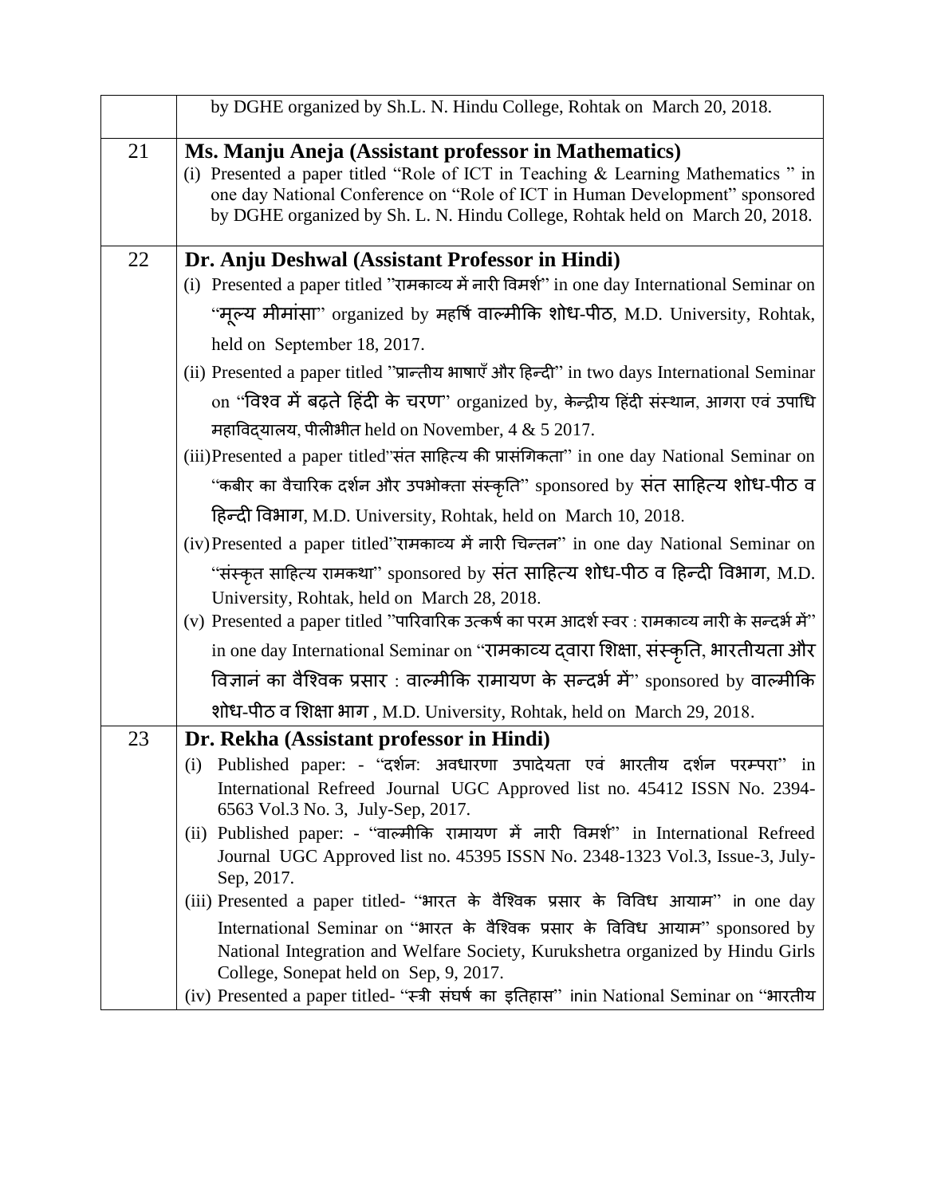|  | by DGHE organized by Sh.L. N. Hindu College, Rohtak on March 20, 2018. |
|---|---|
| 21 | **Ms. Manju Aneja (Assistant professor in Mathematics)**<br>(i) Presented a paper titled "Role of ICT in Teaching & Learning Mathematics " in one day National Conference on "Role of ICT in Human Development" sponsored by DGHE organized by Sh. L. N. Hindu College, Rohtak held on March 20, 2018. |
| 22 | **Dr. Anju Deshwal (Assistant Professor in Hindi)**<br>(i) Presented a paper titled "रामकाव्य में नारी विमर्श" in one day International Seminar on "मूल्य मीमांसा" organized by महर्षि वाल्मीकि शोध-पीठ, M.D. University, Rohtak, held on September 18, 2017.<br>(ii) Presented a paper titled "प्रान्तीय भाषाएँ और हिन्दी" in two days International Seminar on "विश्व में बढ़ते हिंदी के चरण" organized by, केन्द्रीय हिंदी संस्थान, आगरा एवं उपाधि महाविद्यालय, पीलीभीत held on November, 4 & 5 2017.<br>(iii)Presented a paper titled"संत साहित्य की प्रासंगिकता" in one day National Seminar on "कबीर का वैचारिक दर्शन और उपभोक्ता संस्कृति" sponsored by संत साहित्य शोध-पीठ व हिन्दी विभाग, M.D. University, Rohtak, held on March 10, 2018.<br>(iv)Presented a paper titled"रामकाव्य में नारी चिन्तन" in one day National Seminar on "संस्कृत साहित्य रामकथा" sponsored by संत साहित्य शोध-पीठ व हिन्दी विभाग, M.D. University, Rohtak, held on March 28, 2018.<br>(v) Presented a paper titled "पारिवारिक उत्कर्ष का परम आदर्श स्वर : रामकाव्य नारी के सन्दर्भ में" in one day International Seminar on "रामकाव्य द्वारा शिक्षा, संस्कृति, भारतीयता और विज्ञानं का वैश्विक प्रसार : वाल्मीकि रामायण के सन्दर्भ में" sponsored by वाल्मीकि शोध-पीठ व शिक्षा भाग , M.D. University, Rohtak, held on March 29, 2018. |
| 23 | **Dr. Rekha (Assistant professor in Hindi)**<br>(i) Published paper: - "दर्शन: अवधारणा उपादेयता एवं भारतीय दर्शन परम्परा" in International Refreed Journal UGC Approved list no. 45412 ISSN No. 2394-6563 Vol.3 No. 3, July-Sep, 2017.<br>(ii) Published paper: - "वाल्मीकि रामायण में नारी विमर्श" in International Refreed Journal UGC Approved list no. 45395 ISSN No. 2348-1323 Vol.3, Issue-3, July-Sep, 2017.<br>(iii) Presented a paper titled- "भारत के वैश्विक प्रसार के विविध आयाम" in one day International Seminar on "भारत के वैश्विक प्रसार के विविध आयाम" sponsored by National Integration and Welfare Society, Kurukshetra organized by Hindu Girls College, Sonepat held on Sep, 9, 2017.<br>(iv) Presented a paper titled- "स्त्री संघर्ष का इतिहास" inin National Seminar on "भारतीय |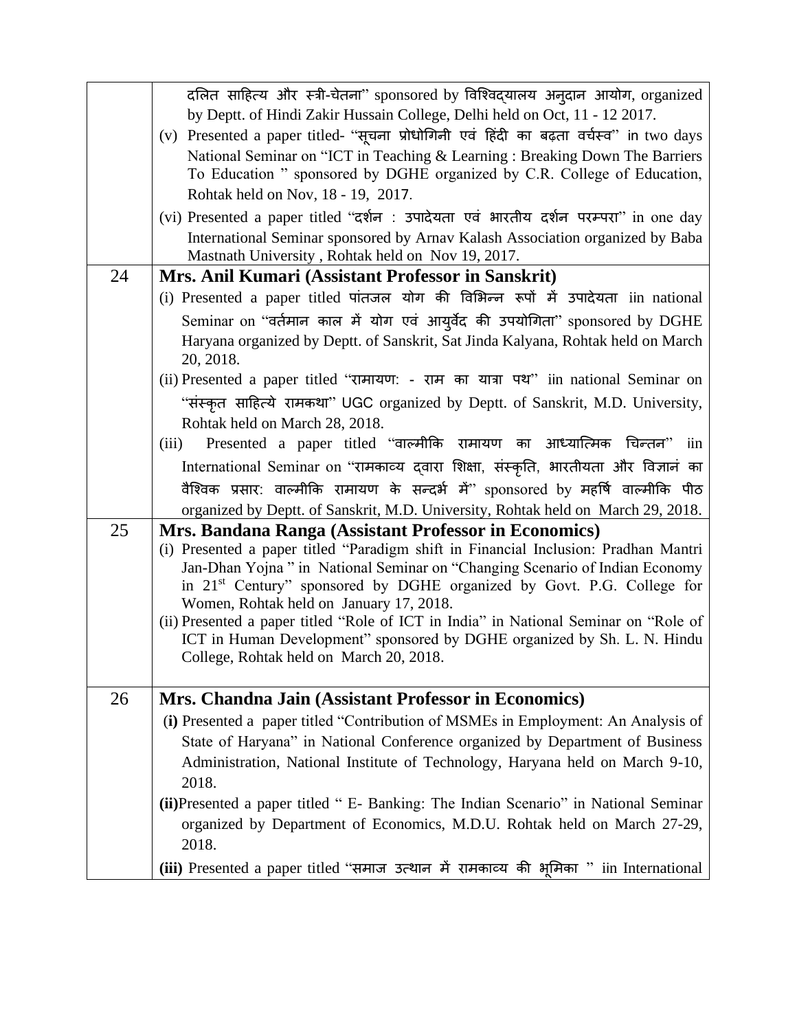| | |
|---|---|
| | दलित साहित्य और स्त्री-चेतना" sponsored by विश्विद्यालय अनुदान आयोग, organized by Deptt. of Hindi Zakir Hussain College, Delhi held on Oct, 11 - 12 2017.<br>(v) Presented a paper titled- "सूचना प्रोधोगिनी एवं हिंदी का बढ़ता वर्चस्व" in two days National Seminar on "ICT in Teaching & Learning : Breaking Down The Barriers To Education " sponsored by DGHE organized by C.R. College of Education, Rohtak held on Nov, 18 - 19, 2017.<br>(vi) Presented a paper titled "दर्शन : उपादेयता एवं भारतीय दर्शन परम्परा" in one day International Seminar sponsored by Arnav Kalash Association organized by Baba Mastnath University , Rohtak held on Nov 19, 2017. |
| 24 | **Mrs. Anil Kumari (Assistant Professor in Sanskrit)**<br>(i) Presented a paper titled पांतजल योग की विभिन्न रूपों में उपादेयता iin national Seminar on "वर्तमान काल में योग एवं आयुर्वेद की उपयोगिता" sponsored by DGHE Haryana organized by Deptt. of Sanskrit, Sat Jinda Kalyana, Rohtak held on March 20, 2018.<br>(ii) Presented a paper titled "रामायण: - राम का यात्रा पथ" iin national Seminar on "संस्कृत साहित्ये रामकथा" UGC organized by Deptt. of Sanskrit, M.D. University, Rohtak held on March 28, 2018.<br>(iii) Presented a paper titled "वाल्मीकि रामायण का आध्यात्मिक चिन्तन" iin International Seminar on "रामकाव्य द्वारा शिक्षा, संस्कृति, भारतीयता और विज्ञानं का वैश्विक प्रसार: वाल्मीकि रामायण के सन्दर्भ में" sponsored by महर्षि वाल्मीकि पीठ organized by Deptt. of Sanskrit, M.D. University, Rohtak held on March 29, 2018. |
| 25 | **Mrs. Bandana Ranga (Assistant Professor in Economics)**<br>(i) Presented a paper titled "Paradigm shift in Financial Inclusion: Pradhan Mantri Jan-Dhan Yojna " in National Seminar on "Changing Scenario of Indian Economy in 21st Century" sponsored by DGHE organized by Govt. P.G. College for Women, Rohtak held on January 17, 2018.<br>(ii) Presented a paper titled "Role of ICT in India" in National Seminar on "Role of ICT in Human Development" sponsored by DGHE organized by Sh. L. N. Hindu College, Rohtak held on March 20, 2018. |
| 26 | **Mrs. Chandna Jain (Assistant Professor in Economics)**<br>**(i)** Presented a paper titled "Contribution of MSMEs in Employment: An Analysis of State of Haryana" in National Conference organized by Department of Business Administration, National Institute of Technology, Haryana held on March 9-10, 2018.<br>**(ii)** Presented a paper titled " E- Banking: The Indian Scenario" in National Seminar organized by Department of Economics, M.D.U. Rohtak held on March 27-29, 2018.<br>**(iii)** Presented a paper titled "समाज उत्थान में रामकाव्य की भूमिका " iin International |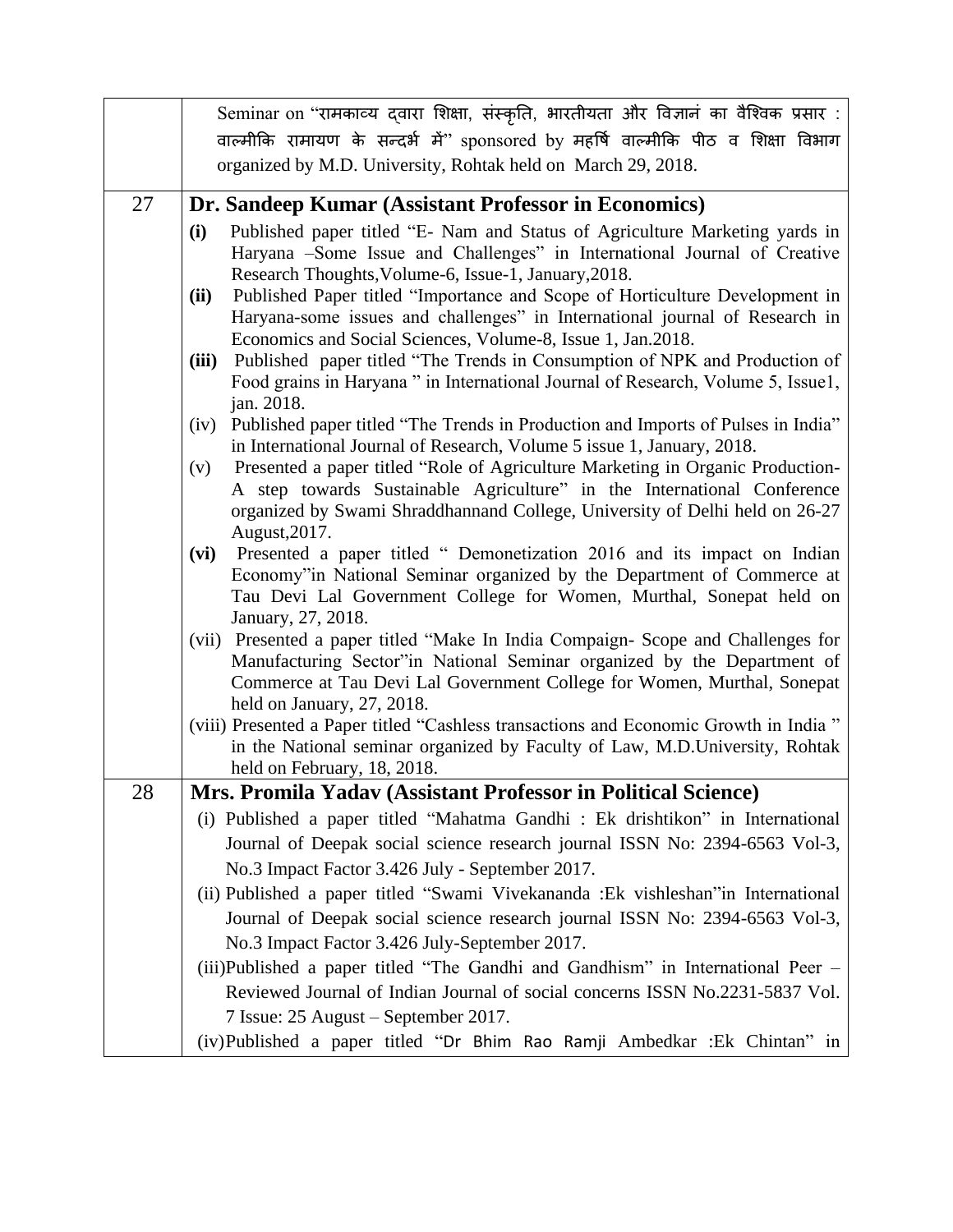| | |
|---|---|
| | Seminar on "रामकाव्य द्वारा शिक्षा, संस्कृति, भारतीयता और विज्ञानं का वैश्विक प्रसार : वाल्मीकि रामायण के सन्दर्भ में" sponsored by महर्षि वाल्मीकि पीठ व शिक्षा विभाग organized by M.D. University, Rohtak held on March 29, 2018. |
| 27 | **Dr. Sandeep Kumar (Assistant Professor in Economics)**<br>**(i)** Published paper titled "E- Nam and Status of Agriculture Marketing yards in Haryana –Some Issue and Challenges" in International Journal of Creative Research Thoughts,Volume-6, Issue-1, January,2018.<br>**(ii)** Published Paper titled "Importance and Scope of Horticulture Development in Haryana-some issues and challenges" in International journal of Research in Economics and Social Sciences, Volume-8, Issue 1, Jan.2018.<br>**(iii)** Published paper titled "The Trends in Consumption of NPK and Production of Food grains in Haryana " in International Journal of Research, Volume 5, Issue1, jan. 2018.<br>(iv) Published paper titled "The Trends in Production and Imports of Pulses in India" in International Journal of Research, Volume 5 issue 1, January, 2018.<br>(v) Presented a paper titled "Role of Agriculture Marketing in Organic Production- A step towards Sustainable Agriculture" in the International Conference organized by Swami Shraddhannand College, University of Delhi held on 26-27 August,2017.<br>**(vi)** Presented a paper titled " Demonetization 2016 and its impact on Indian Economy"in National Seminar organized by the Department of Commerce at Tau Devi Lal Government College for Women, Murthal, Sonepat held on January, 27, 2018.<br>(vii) Presented a paper titled "Make In India Compaign- Scope and Challenges for Manufacturing Sector"in National Seminar organized by the Department of Commerce at Tau Devi Lal Government College for Women, Murthal, Sonepat held on January, 27, 2018.<br>(viii) Presented a Paper titled "Cashless transactions and Economic Growth in India " in the National seminar organized by Faculty of Law, M.D.University, Rohtak held on February, 18, 2018. |
| 28 | **Mrs. Promila Yadav (Assistant Professor in Political Science)**<br>(i) Published a paper titled "Mahatma Gandhi : Ek drishtikon" in International Journal of Deepak social science research journal ISSN No: 2394-6563 Vol-3, No.3 Impact Factor 3.426 July - September 2017.<br>(ii) Published a paper titled "Swami Vivekananda :Ek vishleshan"in International Journal of Deepak social science research journal ISSN No: 2394-6563 Vol-3, No.3 Impact Factor 3.426 July-September 2017.<br>(iii)Published a paper titled "The Gandhi and Gandhism" in International Peer – Reviewed Journal of Indian Journal of social concerns ISSN No.2231-5837 Vol. 7 Issue: 25 August – September 2017.<br>(iv)Published a paper titled "Dr Bhim Rao Ramji Ambedkar :Ek Chintan" in |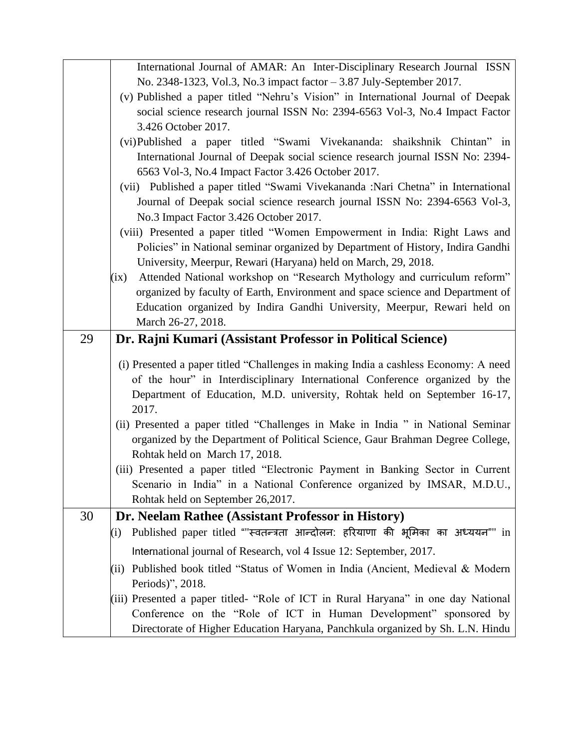| | |
|---|---|
| | International Journal of AMAR: An Inter-Disciplinary Research Journal ISSN No. 2348-1323, Vol.3, No.3 impact factor – 3.87 July-September 2017.<br>(v) Published a paper titled "Nehru's Vision" in International Journal of Deepak social science research journal ISSN No: 2394-6563 Vol-3, No.4 Impact Factor 3.426 October 2017.<br>(vi) Published a paper titled "Swami Vivekananda: shaikshnik Chintan" in International Journal of Deepak social science research journal ISSN No: 2394-6563 Vol-3, No.4 Impact Factor 3.426 October 2017.<br>(vii) Published a paper titled "Swami Vivekananda :Nari Chetna" in International Journal of Deepak social science research journal ISSN No: 2394-6563 Vol-3, No.3 Impact Factor 3.426 October 2017.<br>(viii) Presented a paper titled "Women Empowerment in India: Right Laws and Policies" in National seminar organized by Department of History, Indira Gandhi University, Meerpur, Rewari (Haryana) held on March, 29, 2018.<br>(ix) Attended National workshop on "Research Mythology and curriculum reform" organized by faculty of Earth, Environment and space science and Department of Education organized by Indira Gandhi University, Meerpur, Rewari held on March 26-27, 2018. |
| 29 | **Dr. Rajni Kumari (Assistant Professor in Political Science)**<br>(i) Presented a paper titled "Challenges in making India a cashless Economy: A need of the hour" in Interdisciplinary International Conference organized by the Department of Education, M.D. university, Rohtak held on September 16-17, 2017.<br>(ii) Presented a paper titled "Challenges in Make in India " in National Seminar organized by the Department of Political Science, Gaur Brahman Degree College, Rohtak held on March 17, 2018.<br>(iii) Presented a paper titled "Electronic Payment in Banking Sector in Current Scenario in India" in a National Conference organized by IMSAR, M.D.U., Rohtak held on September 26,2017. |
| 30 | **Dr. Neelam Rathee (Assistant Professor in History)**<br>(i) Published paper titled ""स्वतन्त्रता आन्दोलन: हरियाणा की भूमिका का अध्ययन"" in International journal of Research, vol 4 Issue 12: September, 2017.<br>(ii) Published book titled "Status of Women in India (Ancient, Medieval & Modern Periods)", 2018.<br>(iii) Presented a paper titled- "Role of ICT in Rural Haryana" in one day National Conference on the "Role of ICT in Human Development" sponsored by Directorate of Higher Education Haryana, Panchkula organized by Sh. L.N. Hindu |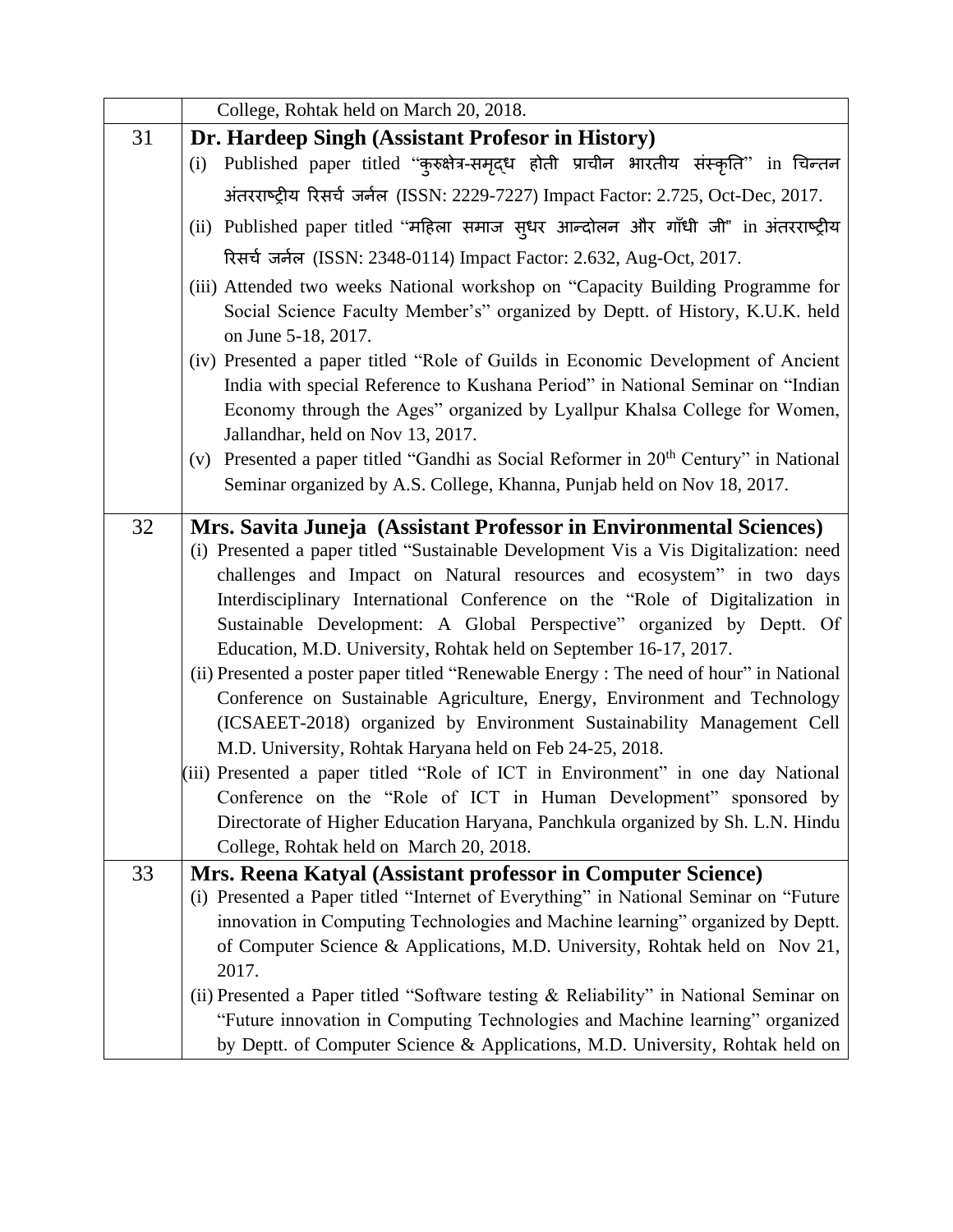| | |
|---|---|
| | College, Rohtak held on March 20, 2018. |
| 31 | **Dr. Hardeep Singh (Assistant Profesor in History)**<br>(i) Published paper titled "कुरुक्षेत्र-समृद्ध होती प्राचीन भारतीय संस्कृति" in चिन्तन अंतरराष्ट्रीय रिसर्च जर्नल (ISSN: 2229-7227) Impact Factor: 2.725, Oct-Dec, 2017.<br>(ii) Published paper titled "महिला समाज सुधर आन्दोलन और गाँधी जी" in अंतरराष्ट्रीय रिसर्च जर्नल (ISSN: 2348-0114) Impact Factor: 2.632, Aug-Oct, 2017.<br>(iii) Attended two weeks National workshop on "Capacity Building Programme for Social Science Faculty Member's" organized by Deptt. of History, K.U.K. held on June 5-18, 2017.<br>(iv) Presented a paper titled "Role of Guilds in Economic Development of Ancient India with special Reference to Kushana Period" in National Seminar on "Indian Economy through the Ages" organized by Lyallpur Khalsa College for Women, Jallandhar, held on Nov 13, 2017.<br>(v) Presented a paper titled "Gandhi as Social Reformer in 20th Century" in National Seminar organized by A.S. College, Khanna, Punjab held on Nov 18, 2017. |
| 32 | **Mrs. Savita Juneja (Assistant Professor in Environmental Sciences)**<br>(i) Presented a paper titled "Sustainable Development Vis a Vis Digitalization: need challenges and Impact on Natural resources and ecosystem" in two days Interdisciplinary International Conference on the "Role of Digitalization in Sustainable Development: A Global Perspective" organized by Deptt. Of Education, M.D. University, Rohtak held on September 16-17, 2017.<br>(ii) Presented a poster paper titled "Renewable Energy : The need of hour" in National Conference on Sustainable Agriculture, Energy, Environment and Technology (ICSAEET-2018) organized by Environment Sustainability Management Cell M.D. University, Rohtak Haryana held on Feb 24-25, 2018.<br>(iii) Presented a paper titled "Role of ICT in Environment" in one day National Conference on the "Role of ICT in Human Development" sponsored by Directorate of Higher Education Haryana, Panchkula organized by Sh. L.N. Hindu College, Rohtak held on March 20, 2018. |
| 33 | **Mrs. Reena Katyal (Assistant professor in Computer Science)**<br>(i) Presented a Paper titled "Internet of Everything" in National Seminar on "Future innovation in Computing Technologies and Machine learning" organized by Deptt. of Computer Science & Applications, M.D. University, Rohtak held on Nov 21, 2017.<br>(ii) Presented a Paper titled "Software testing & Reliability" in National Seminar on "Future innovation in Computing Technologies and Machine learning" organized by Deptt. of Computer Science & Applications, M.D. University, Rohtak held on |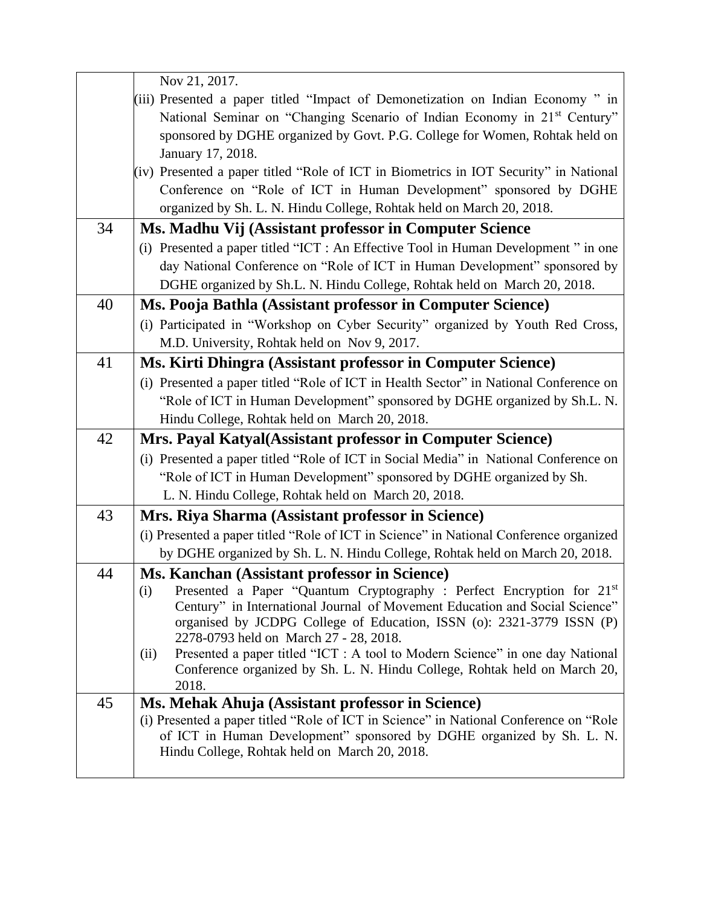| | |
|---|---|
| | Nov 21, 2017.<br>(iii) Presented a paper titled "Impact of Demonetization on Indian Economy " in National Seminar on "Changing Scenario of Indian Economy in 21st Century" sponsored by DGHE organized by Govt. P.G. College for Women, Rohtak held on January 17, 2018.<br>(iv) Presented a paper titled "Role of ICT in Biometrics in IOT Security" in National Conference on "Role of ICT in Human Development" sponsored by DGHE organized by Sh. L. N. Hindu College, Rohtak held on March 20, 2018. |
| 34 | **Ms. Madhu Vij (Assistant professor in Computer Science**<br>(i) Presented a paper titled "ICT : An Effective Tool in Human Development " in one day National Conference on "Role of ICT in Human Development" sponsored by DGHE organized by Sh.L. N. Hindu College, Rohtak held on March 20, 2018. |
| 40 | **Ms. Pooja Bathla (Assistant professor in Computer Science)**<br>(i) Participated in "Workshop on Cyber Security" organized by Youth Red Cross, M.D. University, Rohtak held on Nov 9, 2017. |
| 41 | **Ms. Kirti Dhingra (Assistant professor in Computer Science)**<br>(i) Presented a paper titled "Role of ICT in Health Sector" in National Conference on "Role of ICT in Human Development" sponsored by DGHE organized by Sh.L. N. Hindu College, Rohtak held on March 20, 2018. |
| 42 | **Mrs. Payal Katyal(Assistant professor in Computer Science)**<br>(i) Presented a paper titled "Role of ICT in Social Media" in National Conference on "Role of ICT in Human Development" sponsored by DGHE organized by Sh. L. N. Hindu College, Rohtak held on March 20, 2018. |
| 43 | **Mrs. Riya Sharma (Assistant professor in Science)**<br>(i) Presented a paper titled "Role of ICT in Science" in National Conference organized by DGHE organized by Sh. L. N. Hindu College, Rohtak held on March 20, 2018. |
| 44 | **Ms. Kanchan (Assistant professor in Science)**<br>(i) Presented a Paper "Quantum Cryptography : Perfect Encryption for 21st Century" in International Journal of Movement Education and Social Science" organised by JCDPG College of Education, ISSN (o): 2321-3779 ISSN (P) 2278-0793 held on March 27 - 28, 2018.<br>(ii) Presented a paper titled "ICT : A tool to Modern Science" in one day National Conference organized by Sh. L. N. Hindu College, Rohtak held on March 20, 2018. |
| 45 | **Ms. Mehak Ahuja (Assistant professor in Science)**<br>(i) Presented a paper titled "Role of ICT in Science" in National Conference on "Role of ICT in Human Development" sponsored by DGHE organized by Sh. L. N. Hindu College, Rohtak held on March 20, 2018. |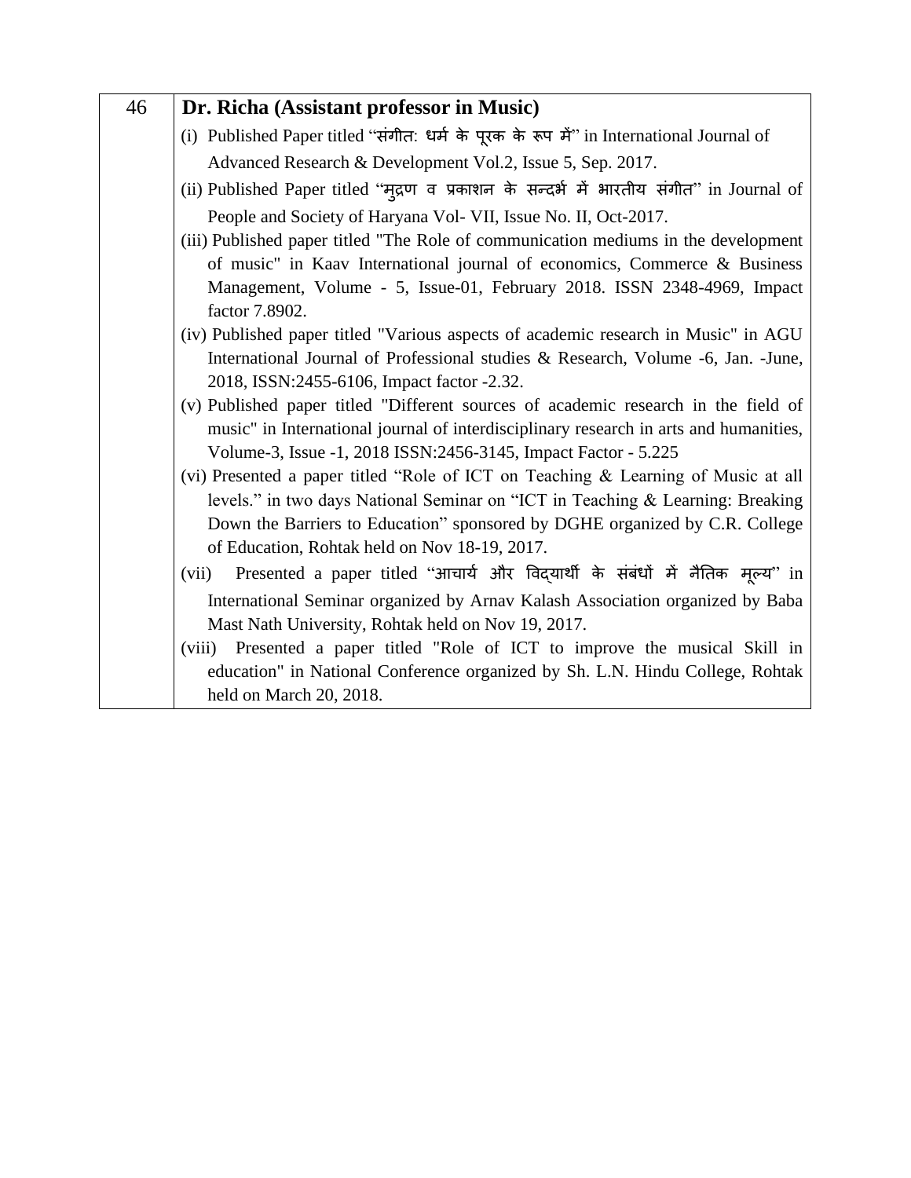| | |
|---|---|
| 46 | **Dr. Richa (Assistant professor in Music)**<br>(i) Published Paper titled "संगीत: धर्म के पूरक के रूप में" in International Journal of Advanced Research & Development Vol.2, Issue 5, Sep. 2017.<br>(ii) Published Paper titled "मुद्रण व प्रकाशन के सन्दर्भ में भारतीय संगीत" in Journal of People and Society of Haryana Vol- VII, Issue No. II, Oct-2017.<br>(iii) Published paper titled "The Role of communication mediums in the development of music" in Kaav International journal of economics, Commerce & Business Management, Volume - 5, Issue-01, February 2018. ISSN 2348-4969, Impact factor 7.8902.<br>(iv) Published paper titled "Various aspects of academic research in Music" in AGU International Journal of Professional studies & Research, Volume -6, Jan. -June, 2018, ISSN:2455-6106, Impact factor -2.32.<br>(v) Published paper titled "Different sources of academic research in the field of music" in International journal of interdisciplinary research in arts and humanities, Volume-3, Issue -1, 2018 ISSN:2456-3145, Impact Factor - 5.225<br>(vi) Presented a paper titled "Role of ICT on Teaching & Learning of Music at all levels." in two days National Seminar on "ICT in Teaching & Learning: Breaking Down the Barriers to Education" sponsored by DGHE organized by C.R. College of Education, Rohtak held on Nov 18-19, 2017.<br>(vii) Presented a paper titled "आचार्य और विद्यार्थी के संबंधों में नैतिक मूल्य" in International Seminar organized by Arnav Kalash Association organized by Baba Mast Nath University, Rohtak held on Nov 19, 2017.<br>(viii) Presented a paper titled "Role of ICT to improve the musical Skill in education" in National Conference organized by Sh. L.N. Hindu College, Rohtak held on March 20, 2018. |